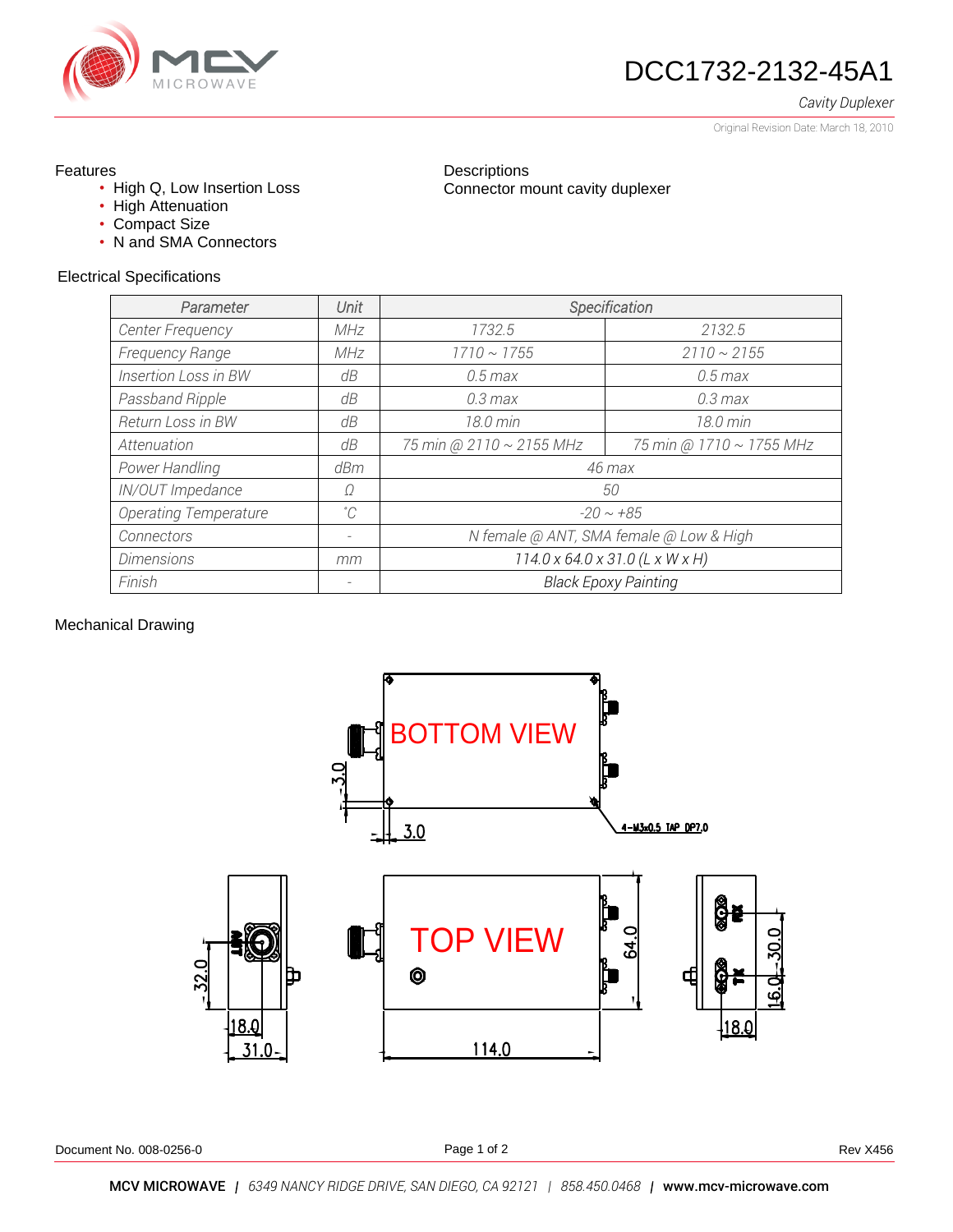# DCC1732-2132-45A1

*Cavity Duplexer*

Original Revision Date: March 18, 2010

## Features

- High Q, Low Insertion Loss
- High Attenuation
- Compact Size
- N and SMA Connectors

## Descriptions

Connector mount cavity duplexer

## Electrical Specifications

| Parameter | Unit | Specification | |
|---|---|---|---|
| Center Frequency | MHz | 1732.5 | 2132.5 |
| Frequency Range | MHz | 1710 ~ 1755 | 2110 ~ 2155 |
| Insertion Loss in BW | dB | 0.5 max | 0.5 max |
| Passband Ripple | dB | 0.3 max | 0.3 max |
| Return Loss in BW | dB | 18.0 min | 18.0 min |
| Attenuation | dB | 75 min @ 2110 ~ 2155 MHz | 75 min @ 1710 ~ 1755 MHz |
| Power Handling | dBm | 46 max | |
| IN/OUT Impedance | Ω | 50 | |
| Operating Temperature | ˚C | -20 ~ +85 | |
| Connectors | - | N female @ ANT, SMA female @ Low & High | |
| Dimensions | mm | 114.0 x 64.0 x 31.0 (L x W x H) | |
| Finish | - | Black Epoxy Painting | |

## Mechanical Drawing

BOTTOM VIEW

3.0

3.0

4-M3x0.5 TAP DP7.0

TOP VIEW

ANT

RX

TX

32.0

18.0

31.0

114.0

64.0

30.0

16.0

18.0

Document No. 008-0256-0

Rev X456

**MCV MICROWAVE** | *6349 NANCY RIDGE DRIVE, SAN DIEGO, CA 92121* | *858.450.0468* | **www.mcv-microwave.com**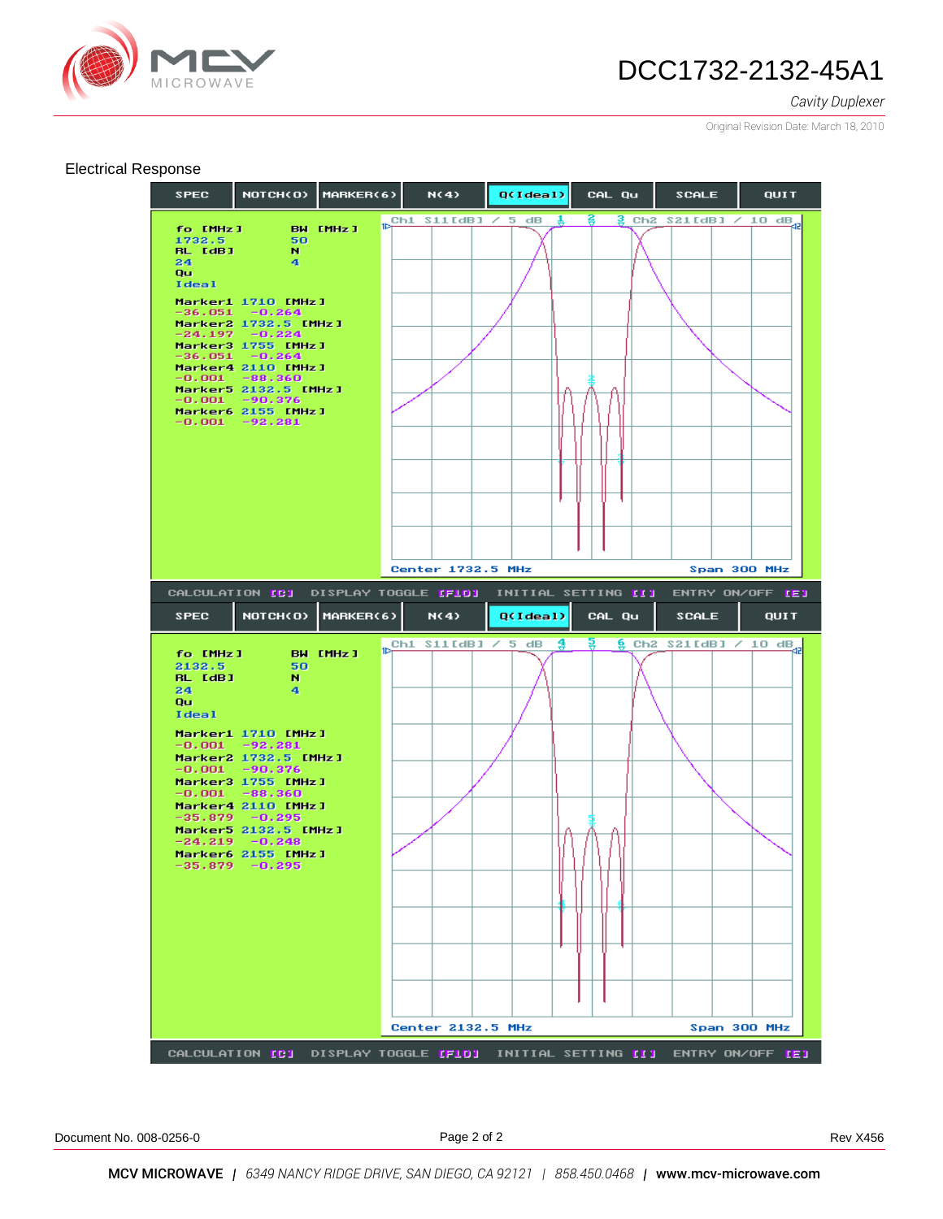## Electrical Response

SPEC | NOTCH(0) | MARKER(6) | N(4) | Q(Ideal) | CAL Qu | SCALE | QUIT

fo [MHz] 1732.5
BW [MHz] 50
RL [dB] 24
N 4
Qu Ideal

Marker1 1710 [MHz] -36.051 -0.264
Marker2 1732.5 [MHz] -24.197 -0.224
Marker3 1755 [MHz] -36.051 -0.264
Marker4 2110 [MHz] -0.001 -88.360
Marker5 2132.5 [MHz] -0.001 -90.376
Marker6 2155 [MHz] -0.001 -92.281

Ch1 S11[dB] / 5 dB 1 2 3 Ch2 S21[dB] / 10 dB

Center 1732.5 MHz
Span 300 MHz

CALCULATION [C] DISPLAY TOGGLE [F10] INITIAL SETTING [I] ENTRY ON/OFF [E]

SPEC | NOTCH(0) | MARKER(6) | N(4) | Q(Ideal) | CAL Qu | SCALE | QUIT

fo [MHz] 2132.5
BW [MHz] 50
RL [dB] 24
N 4
Qu Ideal

Marker1 1710 [MHz] -0.001 -92.281
Marker2 1732.5 [MHz] -0.001 -90.376
Marker3 1755 [MHz] -0.001 -88.360
Marker4 2110 [MHz] -35.879 -0.295
Marker5 2132.5 [MHz] -24.219 -0.248
Marker6 2155 [MHz] -35.879 -0.295

Ch1 S11[dB] / 5 dB 4 5 6 Ch2 S21[dB] / 10 dB

Center 2132.5 MHz
Span 300 MHz

CALCULATION [C] DISPLAY TOGGLE [F10] INITIAL SETTING [I] ENTRY ON/OFF [E]